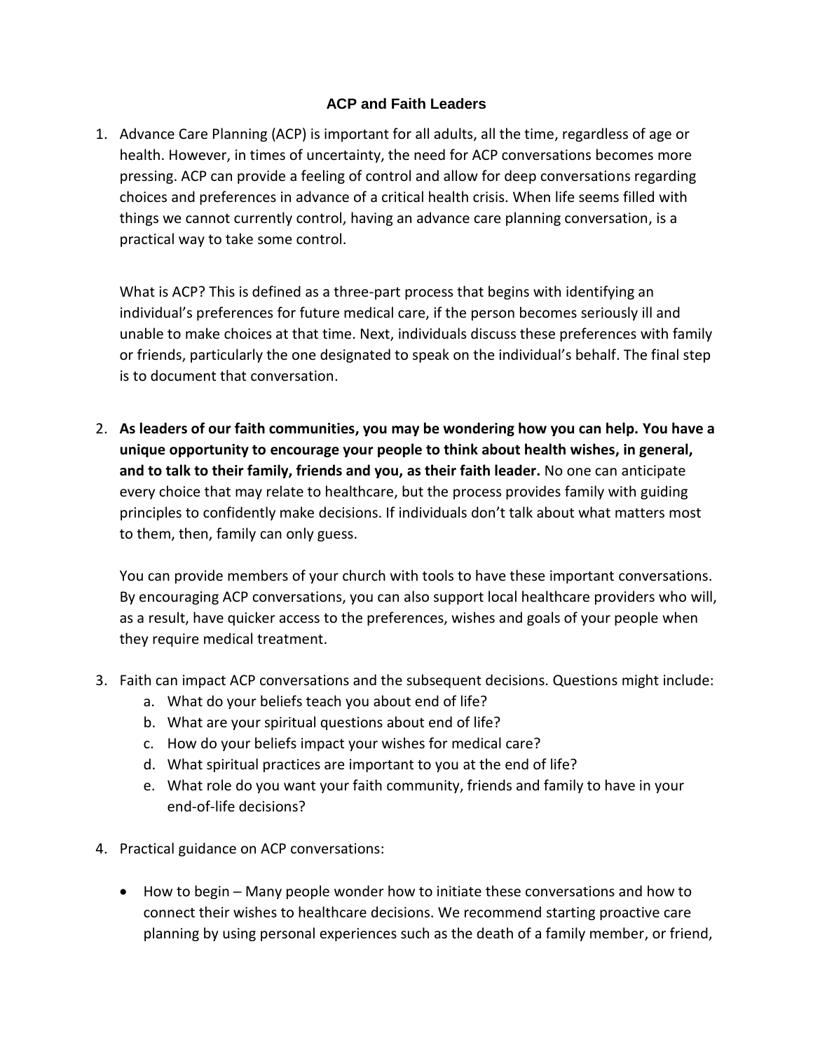# ACP and Faith Leaders

1. Advance Care Planning (ACP) is important for all adults, all the time, regardless of age or health. However, in times of uncertainty, the need for ACP conversations becomes more pressing. ACP can provide a feeling of control and allow for deep conversations regarding choices and preferences in advance of a critical health crisis. When life seems filled with things we cannot currently control, having an advance care planning conversation, is a practical way to take some control.

   What is ACP? This is defined as a three-part process that begins with identifying an individual's preferences for future medical care, if the person becomes seriously ill and unable to make choices at that time. Next, individuals discuss these preferences with family or friends, particularly the one designated to speak on the individual's behalf. The final step is to document that conversation.

2. **As leaders of our faith communities, you may be wondering how you can help. You have a unique opportunity to encourage your people to think about health wishes, in general, and to talk to their family, friends and you, as their faith leader.** No one can anticipate every choice that may relate to healthcare, but the process provides family with guiding principles to confidently make decisions. If individuals don't talk about what matters most to them, then, family can only guess.

   You can provide members of your church with tools to have these important conversations. By encouraging ACP conversations, you can also support local healthcare providers who will, as a result, have quicker access to the preferences, wishes and goals of your people when they require medical treatment.

3. Faith can impact ACP conversations and the subsequent decisions. Questions might include:
   a. What do your beliefs teach you about end of life?
   b. What are your spiritual questions about end of life?
   c. How do your beliefs impact your wishes for medical care?
   d. What spiritual practices are important to you at the end of life?
   e. What role do you want your faith community, friends and family to have in your end-of-life decisions?

4. Practical guidance on ACP conversations:

   - How to begin – Many people wonder how to initiate these conversations and how to connect their wishes to healthcare decisions. We recommend starting proactive care planning by using personal experiences such as the death of a family member, or friend,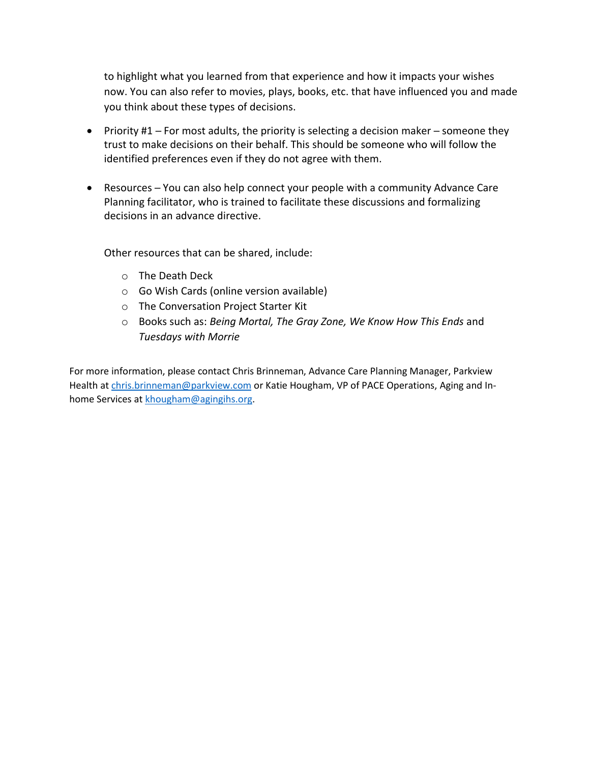to highlight what you learned from that experience and how it impacts your wishes now. You can also refer to movies, plays, books, etc. that have influenced you and made you think about these types of decisions.

- Priority #1 – For most adults, the priority is selecting a decision maker – someone they trust to make decisions on their behalf. This should be someone who will follow the identified preferences even if they do not agree with them.

- Resources – You can also help connect your people with a community Advance Care Planning facilitator, who is trained to facilitate these discussions and formalizing decisions in an advance directive.

  Other resources that can be shared, include:

  - The Death Deck
  - Go Wish Cards (online version available)
  - The Conversation Project Starter Kit
  - Books such as: *Being Mortal, The Gray Zone, We Know How This Ends* and *Tuesdays with Morrie*

For more information, please contact Chris Brinneman, Advance Care Planning Manager, Parkview Health at chris.brinneman@parkview.com or Katie Hougham, VP of PACE Operations, Aging and In-home Services at khougham@agingihs.org.